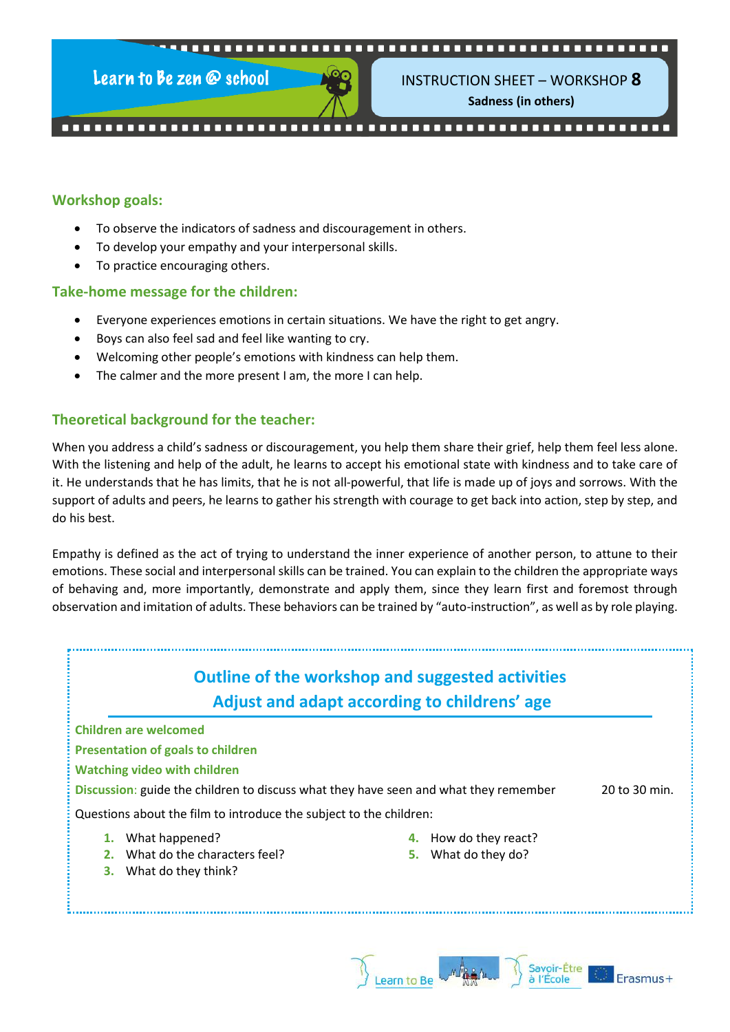Learn to Be zen @ school

# INSTRUCTION SHEET – WORKSHOP 8

**Sadness (in others)**

## Workshop goals:

- To observe the indicators of sadness and discouragement in others.
- To develop your empathy and your interpersonal skills.
- To practice encouraging others.

## Take-home message for the children:

- Everyone experiences emotions in certain situations. We have the right to get angry.
- Boys can also feel sad and feel like wanting to cry.
- Welcoming other people's emotions with kindness can help them.
- The calmer and the more present I am, the more I can help.

## Theoretical background for the teacher:

When you address a child's sadness or discouragement, you help them share their grief, help them feel less alone. With the listening and help of the adult, he learns to accept his emotional state with kindness and to take care of it. He understands that he has limits, that he is not all-powerful, that life is made up of joys and sorrows. With the support of adults and peers, he learns to gather his strength with courage to get back into action, step by step, and do his best.

Empathy is defined as the act of trying to understand the inner experience of another person, to attune to their emotions. These social and interpersonal skills can be trained. You can explain to the children the appropriate ways of behaving and, more importantly, demonstrate and apply them, since they learn first and foremost through observation and imitation of adults. These behaviors can be trained by "auto-instruction", as well as by role playing.

## Outline of the workshop and suggested activities
## Adjust and adapt according to childrens' age

**Children are welcomed**

**Presentation of goals to children**

**Watching video with children**

**Discussion:** guide the children to discuss what they have seen and what they remember — 20 to 30 min.

Questions about the film to introduce the subject to the children:

1. What happened?
2. What do the characters feel?
3. What do they think?
4. How do they react?
5. What do they do?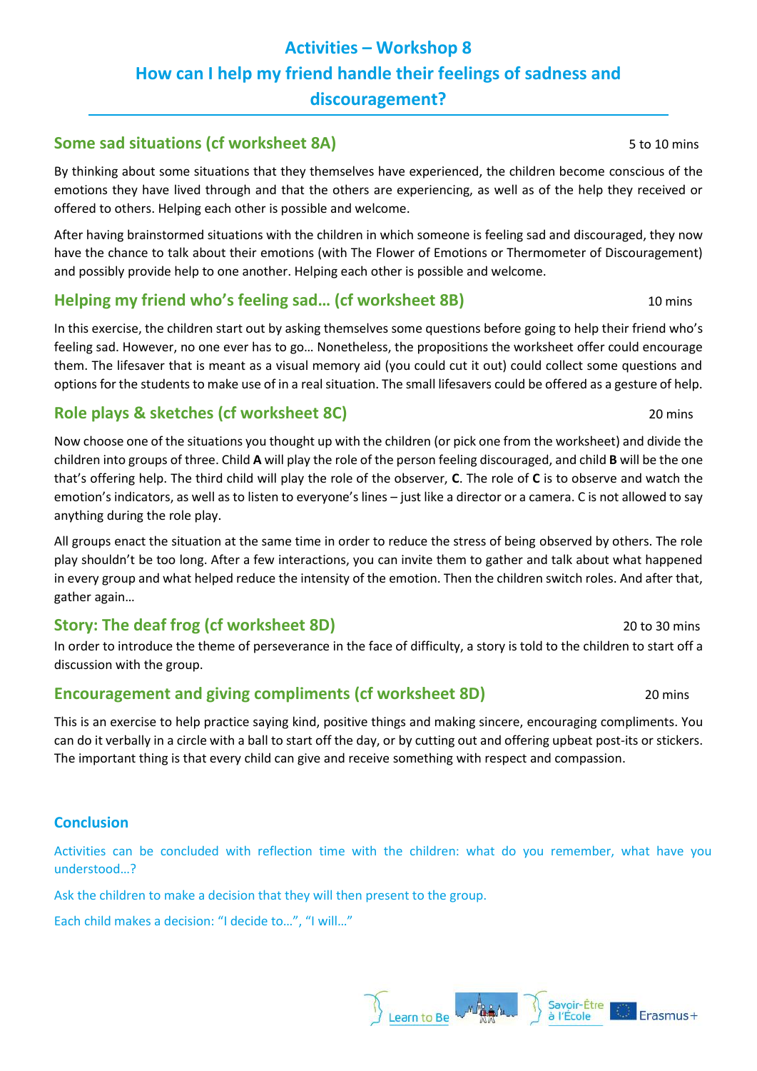# Activities – Workshop 8
# How can I help my friend handle their feelings of sadness and discouragement?

## Some sad situations (cf worksheet 8A)

5 to 10 mins

By thinking about some situations that they themselves have experienced, the children become conscious of the emotions they have lived through and that the others are experiencing, as well as of the help they received or offered to others. Helping each other is possible and welcome.

After having brainstormed situations with the children in which someone is feeling sad and discouraged, they now have the chance to talk about their emotions (with The Flower of Emotions or Thermometer of Discouragement) and possibly provide help to one another. Helping each other is possible and welcome.

## Helping my friend who's feeling sad… (cf worksheet 8B)

10 mins

In this exercise, the children start out by asking themselves some questions before going to help their friend who's feeling sad. However, no one ever has to go… Nonetheless, the propositions the worksheet offer could encourage them. The lifesaver that is meant as a visual memory aid (you could cut it out) could collect some questions and options for the students to make use of in a real situation. The small lifesavers could be offered as a gesture of help.

## Role plays & sketches (cf worksheet 8C)

20 mins

Now choose one of the situations you thought up with the children (or pick one from the worksheet) and divide the children into groups of three. Child **A** will play the role of the person feeling discouraged, and child **B** will be the one that's offering help. The third child will play the role of the observer, **C**. The role of **C** is to observe and watch the emotion's indicators, as well as to listen to everyone's lines – just like a director or a camera. C is not allowed to say anything during the role play.

All groups enact the situation at the same time in order to reduce the stress of being observed by others. The role play shouldn't be too long. After a few interactions, you can invite them to gather and talk about what happened in every group and what helped reduce the intensity of the emotion. Then the children switch roles. And after that, gather again…

## Story: The deaf frog (cf worksheet 8D)

20 to 30 mins

In order to introduce the theme of perseverance in the face of difficulty, a story is told to the children to start off a discussion with the group.

## Encouragement and giving compliments (cf worksheet 8D)

20 mins

This is an exercise to help practice saying kind, positive things and making sincere, encouraging compliments. You can do it verbally in a circle with a ball to start off the day, or by cutting out and offering upbeat post-its or stickers. The important thing is that every child can give and receive something with respect and compassion.

### Conclusion

Activities can be concluded with reflection time with the children: what do you remember, what have you understood…?

Ask the children to make a decision that they will then present to the group.

Each child makes a decision: "I decide to…", "I will…"